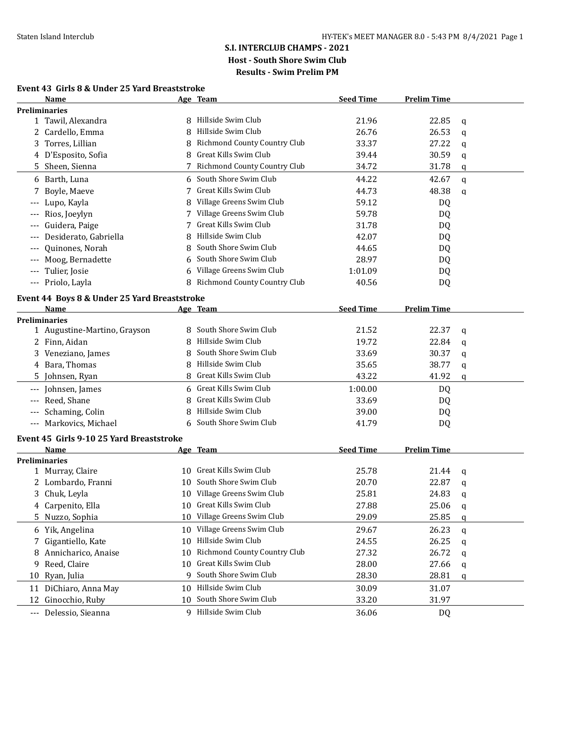**S.I. INTERCLUB CHAMPS - 2021**

**Host - South Shore Swim Club**

**Results - Swim Prelim PM**

### Event 43 Girls 8 & Under 25 Yard Breaststroke

| | Name | Age | Team | Seed Time | Prelim Time | |
|---|---|---|---|---|---|---|
| **Preliminaries** | | | | | | |
| 1 | Tawil, Alexandra | 8 | Hillside Swim Club | 21.96 | 22.85 | q |
| 2 | Cardello, Emma | 8 | Hillside Swim Club | 26.76 | 26.53 | q |
| 3 | Torres, Lillian | 8 | Richmond County Country Club | 33.37 | 27.22 | q |
| 4 | D'Esposito, Sofia | 8 | Great Kills Swim Club | 39.44 | 30.59 | q |
| 5 | Sheen, Sienna | 7 | Richmond County Country Club | 34.72 | 31.78 | q |
| 6 | Barth, Luna | 6 | South Shore Swim Club | 44.22 | 42.67 | q |
| 7 | Boyle, Maeve | 7 | Great Kills Swim Club | 44.73 | 48.38 | q |
| --- | Lupo, Kayla | 8 | Village Greens Swim Club | 59.12 | DQ | |
| --- | Rios, Joeylyn | 7 | Village Greens Swim Club | 59.78 | DQ | |
| --- | Guidera, Paige | 7 | Great Kills Swim Club | 31.78 | DQ | |
| --- | Desiderato, Gabriella | 8 | Hillside Swim Club | 42.07 | DQ | |
| --- | Quinones, Norah | 8 | South Shore Swim Club | 44.65 | DQ | |
| --- | Moog, Bernadette | 6 | South Shore Swim Club | 28.97 | DQ | |
| --- | Tulier, Josie | 6 | Village Greens Swim Club | 1:01.09 | DQ | |
| --- | Priolo, Layla | 8 | Richmond County Country Club | 40.56 | DQ | |

### Event 44 Boys 8 & Under 25 Yard Breaststroke

| | Name | Age | Team | Seed Time | Prelim Time | |
|---|---|---|---|---|---|---|
| **Preliminaries** | | | | | | |
| 1 | Augustine-Martino, Grayson | 8 | South Shore Swim Club | 21.52 | 22.37 | q |
| 2 | Finn, Aidan | 8 | Hillside Swim Club | 19.72 | 22.84 | q |
| 3 | Veneziano, James | 8 | South Shore Swim Club | 33.69 | 30.37 | q |
| 4 | Bara, Thomas | 8 | Hillside Swim Club | 35.65 | 38.77 | q |
| 5 | Johnsen, Ryan | 8 | Great Kills Swim Club | 43.22 | 41.92 | q |
| --- | Johnsen, James | 6 | Great Kills Swim Club | 1:00.00 | DQ | |
| --- | Reed, Shane | 8 | Great Kills Swim Club | 33.69 | DQ | |
| --- | Schaming, Colin | 8 | Hillside Swim Club | 39.00 | DQ | |
| --- | Markovics, Michael | 6 | South Shore Swim Club | 41.79 | DQ | |

### Event 45 Girls 9-10 25 Yard Breaststroke

| | Name | Age | Team | Seed Time | Prelim Time | |
|---|---|---|---|---|---|---|
| **Preliminaries** | | | | | | |
| 1 | Murray, Claire | 10 | Great Kills Swim Club | 25.78 | 21.44 | q |
| 2 | Lombardo, Franni | 10 | South Shore Swim Club | 20.70 | 22.87 | q |
| 3 | Chuk, Leyla | 10 | Village Greens Swim Club | 25.81 | 24.83 | q |
| 4 | Carpenito, Ella | 10 | Great Kills Swim Club | 27.88 | 25.06 | q |
| 5 | Nuzzo, Sophia | 10 | Village Greens Swim Club | 29.09 | 25.85 | q |
| 6 | Yik, Angelina | 10 | Village Greens Swim Club | 29.67 | 26.23 | q |
| 7 | Gigantiello, Kate | 10 | Hillside Swim Club | 24.55 | 26.25 | q |
| 8 | Annicharico, Anaise | 10 | Richmond County Country Club | 27.32 | 26.72 | q |
| 9 | Reed, Claire | 10 | Great Kills Swim Club | 28.00 | 27.66 | q |
| 10 | Ryan, Julia | 9 | South Shore Swim Club | 28.30 | 28.81 | q |
| 11 | DiChiaro, Anna May | 10 | Hillside Swim Club | 30.09 | 31.07 | |
| 12 | Ginocchio, Ruby | 10 | South Shore Swim Club | 33.20 | 31.97 | |
| --- | Delessio, Sieanna | 9 | Hillside Swim Club | 36.06 | DQ | |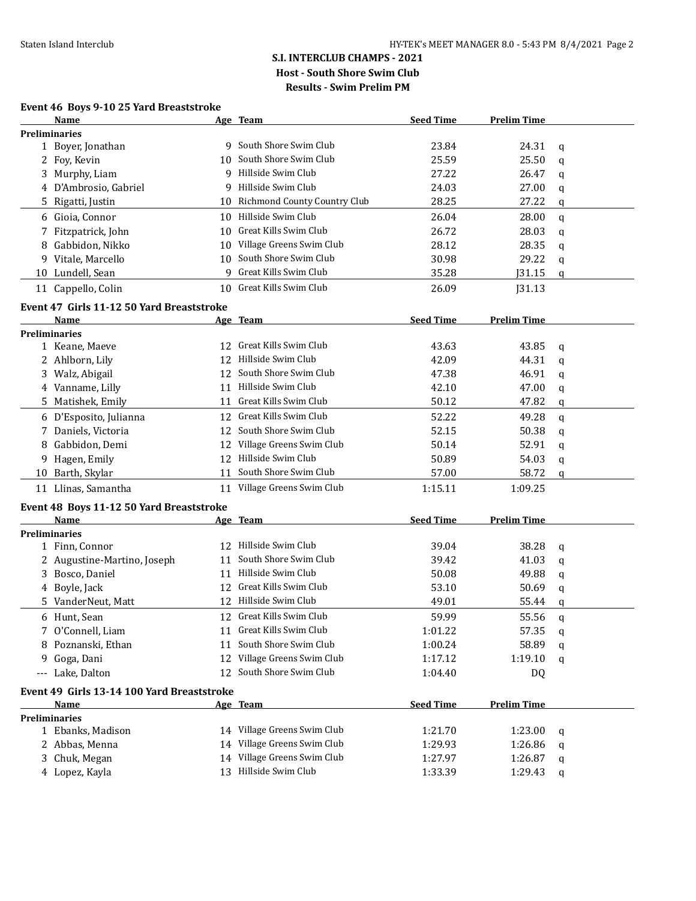**S.I. INTERCLUB CHAMPS - 2021**

**Host - South Shore Swim Club**

**Results - Swim Prelim PM**

### Event 46 Boys 9-10 25 Yard Breaststroke

| | Name | Age | Team | Seed Time | Prelim Time | |
|---|---|---|---|---|---|---|
| **Preliminaries** | | | | | | |
| 1 | Boyer, Jonathan | 9 | South Shore Swim Club | 23.84 | 24.31 | q |
| 2 | Foy, Kevin | 10 | South Shore Swim Club | 25.59 | 25.50 | q |
| 3 | Murphy, Liam | 9 | Hillside Swim Club | 27.22 | 26.47 | q |
| 4 | D'Ambrosio, Gabriel | 9 | Hillside Swim Club | 24.03 | 27.00 | q |
| 5 | Rigatti, Justin | 10 | Richmond County Country Club | 28.25 | 27.22 | q |
| 6 | Gioia, Connor | 10 | Hillside Swim Club | 26.04 | 28.00 | q |
| 7 | Fitzpatrick, John | 10 | Great Kills Swim Club | 26.72 | 28.03 | q |
| 8 | Gabbidon, Nikko | 10 | Village Greens Swim Club | 28.12 | 28.35 | q |
| 9 | Vitale, Marcello | 10 | South Shore Swim Club | 30.98 | 29.22 | q |
| 10 | Lundell, Sean | 9 | Great Kills Swim Club | 35.28 | J31.15 | q |
| 11 | Cappello, Colin | 10 | Great Kills Swim Club | 26.09 | J31.13 | |

### Event 47 Girls 11-12 50 Yard Breaststroke

| | Name | Age | Team | Seed Time | Prelim Time | |
|---|---|---|---|---|---|---|
| **Preliminaries** | | | | | | |
| 1 | Keane, Maeve | 12 | Great Kills Swim Club | 43.63 | 43.85 | q |
| 2 | Ahlborn, Lily | 12 | Hillside Swim Club | 42.09 | 44.31 | q |
| 3 | Walz, Abigail | 12 | South Shore Swim Club | 47.38 | 46.91 | q |
| 4 | Vanname, Lilly | 11 | Hillside Swim Club | 42.10 | 47.00 | q |
| 5 | Matishek, Emily | 11 | Great Kills Swim Club | 50.12 | 47.82 | q |
| 6 | D'Esposito, Julianna | 12 | Great Kills Swim Club | 52.22 | 49.28 | q |
| 7 | Daniels, Victoria | 12 | South Shore Swim Club | 52.15 | 50.38 | q |
| 8 | Gabbidon, Demi | 12 | Village Greens Swim Club | 50.14 | 52.91 | q |
| 9 | Hagen, Emily | 12 | Hillside Swim Club | 50.89 | 54.03 | q |
| 10 | Barth, Skylar | 11 | South Shore Swim Club | 57.00 | 58.72 | q |
| 11 | Llinas, Samantha | 11 | Village Greens Swim Club | 1:15.11 | 1:09.25 | |

### Event 48 Boys 11-12 50 Yard Breaststroke

| | Name | Age | Team | Seed Time | Prelim Time | |
|---|---|---|---|---|---|---|
| **Preliminaries** | | | | | | |
| 1 | Finn, Connor | 12 | Hillside Swim Club | 39.04 | 38.28 | q |
| 2 | Augustine-Martino, Joseph | 11 | South Shore Swim Club | 39.42 | 41.03 | q |
| 3 | Bosco, Daniel | 11 | Hillside Swim Club | 50.08 | 49.88 | q |
| 4 | Boyle, Jack | 12 | Great Kills Swim Club | 53.10 | 50.69 | q |
| 5 | VanderNeut, Matt | 12 | Hillside Swim Club | 49.01 | 55.44 | q |
| 6 | Hunt, Sean | 12 | Great Kills Swim Club | 59.99 | 55.56 | q |
| 7 | O'Connell, Liam | 11 | Great Kills Swim Club | 1:01.22 | 57.35 | q |
| 8 | Poznanski, Ethan | 11 | South Shore Swim Club | 1:00.24 | 58.89 | q |
| 9 | Goga, Dani | 12 | Village Greens Swim Club | 1:17.12 | 1:19.10 | q |
| --- | Lake, Dalton | 12 | South Shore Swim Club | 1:04.40 | DQ | |

### Event 49 Girls 13-14 100 Yard Breaststroke

| | Name | Age | Team | Seed Time | Prelim Time | |
|---|---|---|---|---|---|---|
| **Preliminaries** | | | | | | |
| 1 | Ebanks, Madison | 14 | Village Greens Swim Club | 1:21.70 | 1:23.00 | q |
| 2 | Abbas, Menna | 14 | Village Greens Swim Club | 1:29.93 | 1:26.86 | q |
| 3 | Chuk, Megan | 14 | Village Greens Swim Club | 1:27.97 | 1:26.87 | q |
| 4 | Lopez, Kayla | 13 | Hillside Swim Club | 1:33.39 | 1:29.43 | q |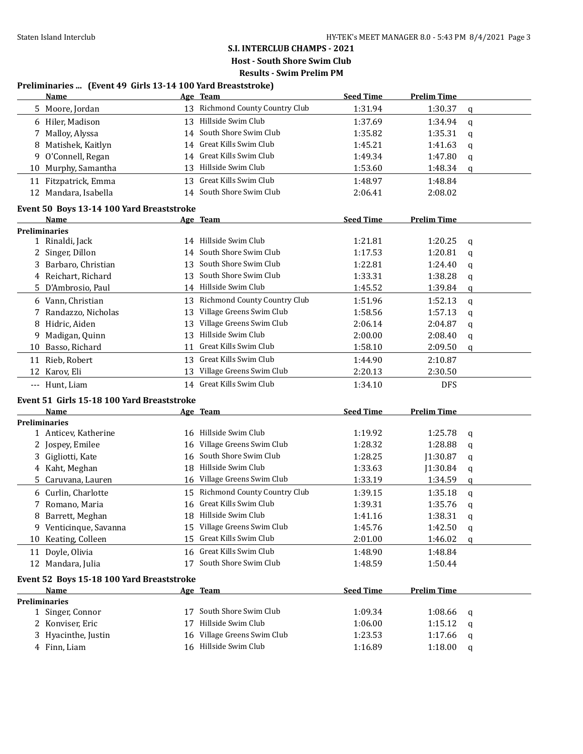## S.I. INTERCLUB CHAMPS - 2021

### Host - South Shore Swim Club

### Results - Swim Prelim PM

**Preliminaries ... (Event 49 Girls 13-14 100 Yard Breaststroke)**

| | Name | Age | Team | Seed Time | Prelim Time | |
|---|---|---|---|---|---|---|
| 5 | Moore, Jordan | 13 | Richmond County Country Club | 1:31.94 | 1:30.37 | q |
| 6 | Hiler, Madison | 13 | Hillside Swim Club | 1:37.69 | 1:34.94 | q |
| 7 | Malloy, Alyssa | 14 | South Shore Swim Club | 1:35.82 | 1:35.31 | q |
| 8 | Matishek, Kaitlyn | 14 | Great Kills Swim Club | 1:45.21 | 1:41.63 | q |
| 9 | O'Connell, Regan | 14 | Great Kills Swim Club | 1:49.34 | 1:47.80 | q |
| 10 | Murphy, Samantha | 13 | Hillside Swim Club | 1:53.60 | 1:48.34 | q |
| 11 | Fitzpatrick, Emma | 13 | Great Kills Swim Club | 1:48.97 | 1:48.84 | |
| 12 | Mandara, Isabella | 14 | South Shore Swim Club | 2:06.41 | 2:08.02 | |

**Event 50 Boys 13-14 100 Yard Breaststroke**

| | Name | Age | Team | Seed Time | Prelim Time | |
|---|---|---|---|---|---|---|
| **Preliminaries** | | | | | | |
| 1 | Rinaldi, Jack | 14 | Hillside Swim Club | 1:21.81 | 1:20.25 | q |
| 2 | Singer, Dillon | 14 | South Shore Swim Club | 1:17.53 | 1:20.81 | q |
| 3 | Barbaro, Christian | 13 | South Shore Swim Club | 1:22.81 | 1:24.40 | q |
| 4 | Reichart, Richard | 13 | South Shore Swim Club | 1:33.31 | 1:38.28 | q |
| 5 | D'Ambrosio, Paul | 14 | Hillside Swim Club | 1:45.52 | 1:39.84 | q |
| 6 | Vann, Christian | 13 | Richmond County Country Club | 1:51.96 | 1:52.13 | q |
| 7 | Randazzo, Nicholas | 13 | Village Greens Swim Club | 1:58.56 | 1:57.13 | q |
| 8 | Hidric, Aiden | 13 | Village Greens Swim Club | 2:06.14 | 2:04.87 | q |
| 9 | Madigan, Quinn | 13 | Hillside Swim Club | 2:00.00 | 2:08.40 | q |
| 10 | Basso, Richard | 11 | Great Kills Swim Club | 1:58.10 | 2:09.50 | q |
| 11 | Rieb, Robert | 13 | Great Kills Swim Club | 1:44.90 | 2:10.87 | |
| 12 | Karov, Eli | 13 | Village Greens Swim Club | 2:20.13 | 2:30.50 | |
| --- | Hunt, Liam | 14 | Great Kills Swim Club | 1:34.10 | DFS | |

**Event 51 Girls 15-18 100 Yard Breaststroke**

| | Name | Age | Team | Seed Time | Prelim Time | |
|---|---|---|---|---|---|---|
| **Preliminaries** | | | | | | |
| 1 | Anticev, Katherine | 16 | Hillside Swim Club | 1:19.92 | 1:25.78 | q |
| 2 | Jospey, Emilee | 16 | Village Greens Swim Club | 1:28.32 | 1:28.88 | q |
| 3 | Gigliotti, Kate | 16 | South Shore Swim Club | 1:28.25 | J1:30.87 | q |
| 4 | Kaht, Meghan | 18 | Hillside Swim Club | 1:33.63 | J1:30.84 | q |
| 5 | Caruvana, Lauren | 16 | Village Greens Swim Club | 1:33.19 | 1:34.59 | q |
| 6 | Curlin, Charlotte | 15 | Richmond County Country Club | 1:39.15 | 1:35.18 | q |
| 7 | Romano, Maria | 16 | Great Kills Swim Club | 1:39.31 | 1:35.76 | q |
| 8 | Barrett, Meghan | 18 | Hillside Swim Club | 1:41.16 | 1:38.31 | q |
| 9 | Venticinque, Savanna | 15 | Village Greens Swim Club | 1:45.76 | 1:42.50 | q |
| 10 | Keating, Colleen | 15 | Great Kills Swim Club | 2:01.00 | 1:46.02 | q |
| 11 | Doyle, Olivia | 16 | Great Kills Swim Club | 1:48.90 | 1:48.84 | |
| 12 | Mandara, Julia | 17 | South Shore Swim Club | 1:48.59 | 1:50.44 | |

**Event 52 Boys 15-18 100 Yard Breaststroke**

| | Name | Age | Team | Seed Time | Prelim Time | |
|---|---|---|---|---|---|---|
| **Preliminaries** | | | | | | |
| 1 | Singer, Connor | 17 | South Shore Swim Club | 1:09.34 | 1:08.66 | q |
| 2 | Konviser, Eric | 17 | Hillside Swim Club | 1:06.00 | 1:15.12 | q |
| 3 | Hyacinthe, Justin | 16 | Village Greens Swim Club | 1:23.53 | 1:17.66 | q |
| 4 | Finn, Liam | 16 | Hillside Swim Club | 1:16.89 | 1:18.00 | q |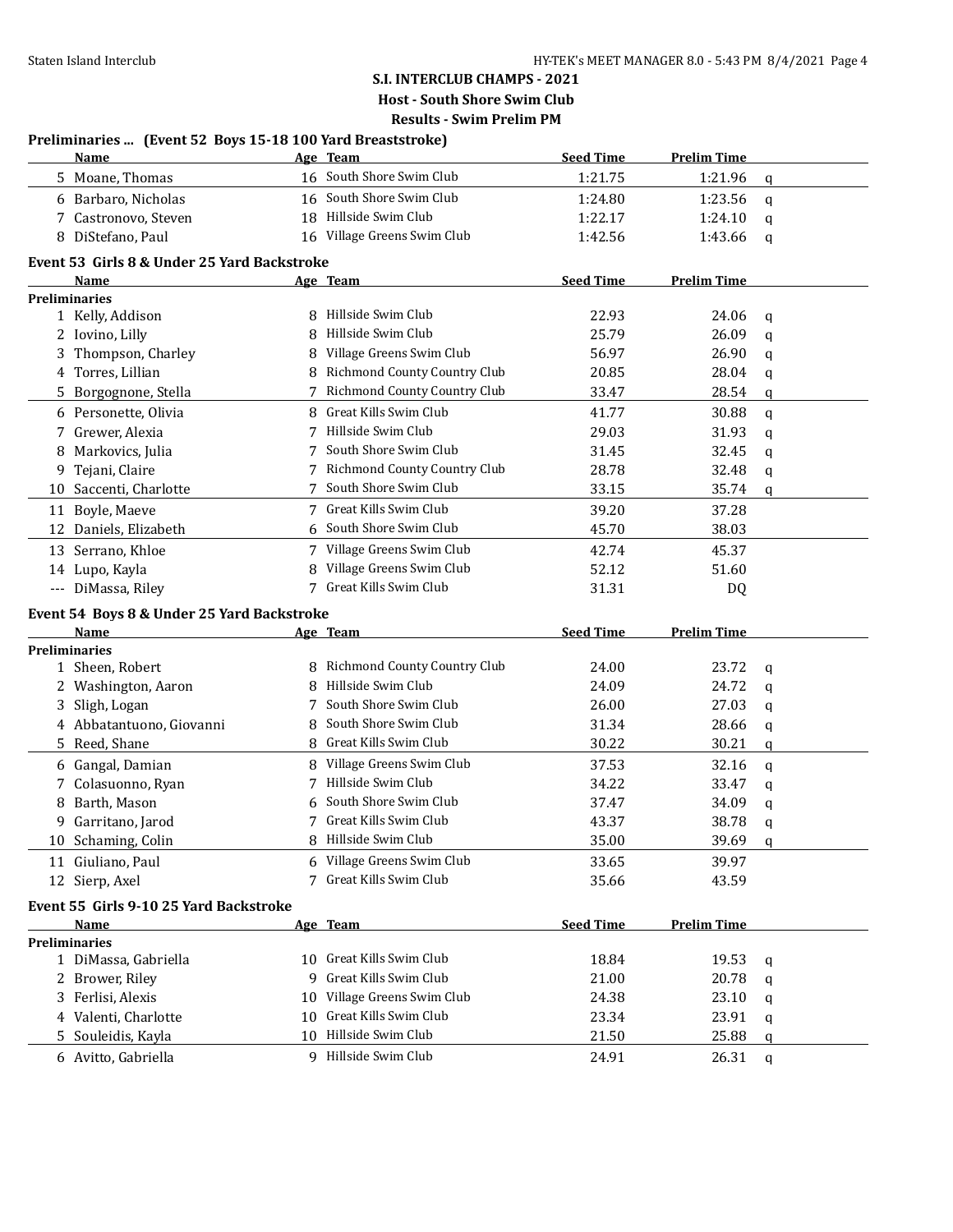**S.I. INTERCLUB CHAMPS - 2021**

**Host - South Shore Swim Club**

**Results - Swim Prelim PM**

### Preliminaries ... (Event 52 Boys 15-18 100 Yard Breaststroke)

| | Name | Age | Team | Seed Time | Prelim Time | |
|---|---|---|---|---|---|---|
| 5 | Moane, Thomas | 16 | South Shore Swim Club | 1:21.75 | 1:21.96 | q |
| 6 | Barbaro, Nicholas | 16 | South Shore Swim Club | 1:24.80 | 1:23.56 | q |
| 7 | Castronovo, Steven | 18 | Hillside Swim Club | 1:22.17 | 1:24.10 | q |
| 8 | DiStefano, Paul | 16 | Village Greens Swim Club | 1:42.56 | 1:43.66 | q |

### Event 53 Girls 8 & Under 25 Yard Backstroke

| | Name | Age | Team | Seed Time | Prelim Time | |
|---|---|---|---|---|---|---|
| **Preliminaries** | | | | | | |
| 1 | Kelly, Addison | 8 | Hillside Swim Club | 22.93 | 24.06 | q |
| 2 | Iovino, Lilly | 8 | Hillside Swim Club | 25.79 | 26.09 | q |
| 3 | Thompson, Charley | 8 | Village Greens Swim Club | 56.97 | 26.90 | q |
| 4 | Torres, Lillian | 8 | Richmond County Country Club | 20.85 | 28.04 | q |
| 5 | Borgognone, Stella | 7 | Richmond County Country Club | 33.47 | 28.54 | q |
| 6 | Personette, Olivia | 8 | Great Kills Swim Club | 41.77 | 30.88 | q |
| 7 | Grewer, Alexia | 7 | Hillside Swim Club | 29.03 | 31.93 | q |
| 8 | Markovics, Julia | 7 | South Shore Swim Club | 31.45 | 32.45 | q |
| 9 | Tejani, Claire | 7 | Richmond County Country Club | 28.78 | 32.48 | q |
| 10 | Saccenti, Charlotte | 7 | South Shore Swim Club | 33.15 | 35.74 | q |
| 11 | Boyle, Maeve | 7 | Great Kills Swim Club | 39.20 | 37.28 | |
| 12 | Daniels, Elizabeth | 6 | South Shore Swim Club | 45.70 | 38.03 | |
| 13 | Serrano, Khloe | 7 | Village Greens Swim Club | 42.74 | 45.37 | |
| 14 | Lupo, Kayla | 8 | Village Greens Swim Club | 52.12 | 51.60 | |
| --- | DiMassa, Riley | 7 | Great Kills Swim Club | 31.31 | DQ | |

### Event 54 Boys 8 & Under 25 Yard Backstroke

| | Name | Age | Team | Seed Time | Prelim Time | |
|---|---|---|---|---|---|---|
| **Preliminaries** | | | | | | |
| 1 | Sheen, Robert | 8 | Richmond County Country Club | 24.00 | 23.72 | q |
| 2 | Washington, Aaron | 8 | Hillside Swim Club | 24.09 | 24.72 | q |
| 3 | Sligh, Logan | 7 | South Shore Swim Club | 26.00 | 27.03 | q |
| 4 | Abbatantuono, Giovanni | 8 | South Shore Swim Club | 31.34 | 28.66 | q |
| 5 | Reed, Shane | 8 | Great Kills Swim Club | 30.22 | 30.21 | q |
| 6 | Gangal, Damian | 8 | Village Greens Swim Club | 37.53 | 32.16 | q |
| 7 | Colasuonno, Ryan | 7 | Hillside Swim Club | 34.22 | 33.47 | q |
| 8 | Barth, Mason | 6 | South Shore Swim Club | 37.47 | 34.09 | q |
| 9 | Garritano, Jarod | 7 | Great Kills Swim Club | 43.37 | 38.78 | q |
| 10 | Schaming, Colin | 8 | Hillside Swim Club | 35.00 | 39.69 | q |
| 11 | Giuliano, Paul | 6 | Village Greens Swim Club | 33.65 | 39.97 | |
| 12 | Sierp, Axel | 7 | Great Kills Swim Club | 35.66 | 43.59 | |

### Event 55 Girls 9-10 25 Yard Backstroke

| | Name | Age | Team | Seed Time | Prelim Time | |
|---|---|---|---|---|---|---|
| **Preliminaries** | | | | | | |
| 1 | DiMassa, Gabriella | 10 | Great Kills Swim Club | 18.84 | 19.53 | q |
| 2 | Brower, Riley | 9 | Great Kills Swim Club | 21.00 | 20.78 | q |
| 3 | Ferlisi, Alexis | 10 | Village Greens Swim Club | 24.38 | 23.10 | q |
| 4 | Valenti, Charlotte | 10 | Great Kills Swim Club | 23.34 | 23.91 | q |
| 5 | Souleidis, Kayla | 10 | Hillside Swim Club | 21.50 | 25.88 | q |
| 6 | Avitto, Gabriella | 9 | Hillside Swim Club | 24.91 | 26.31 | q |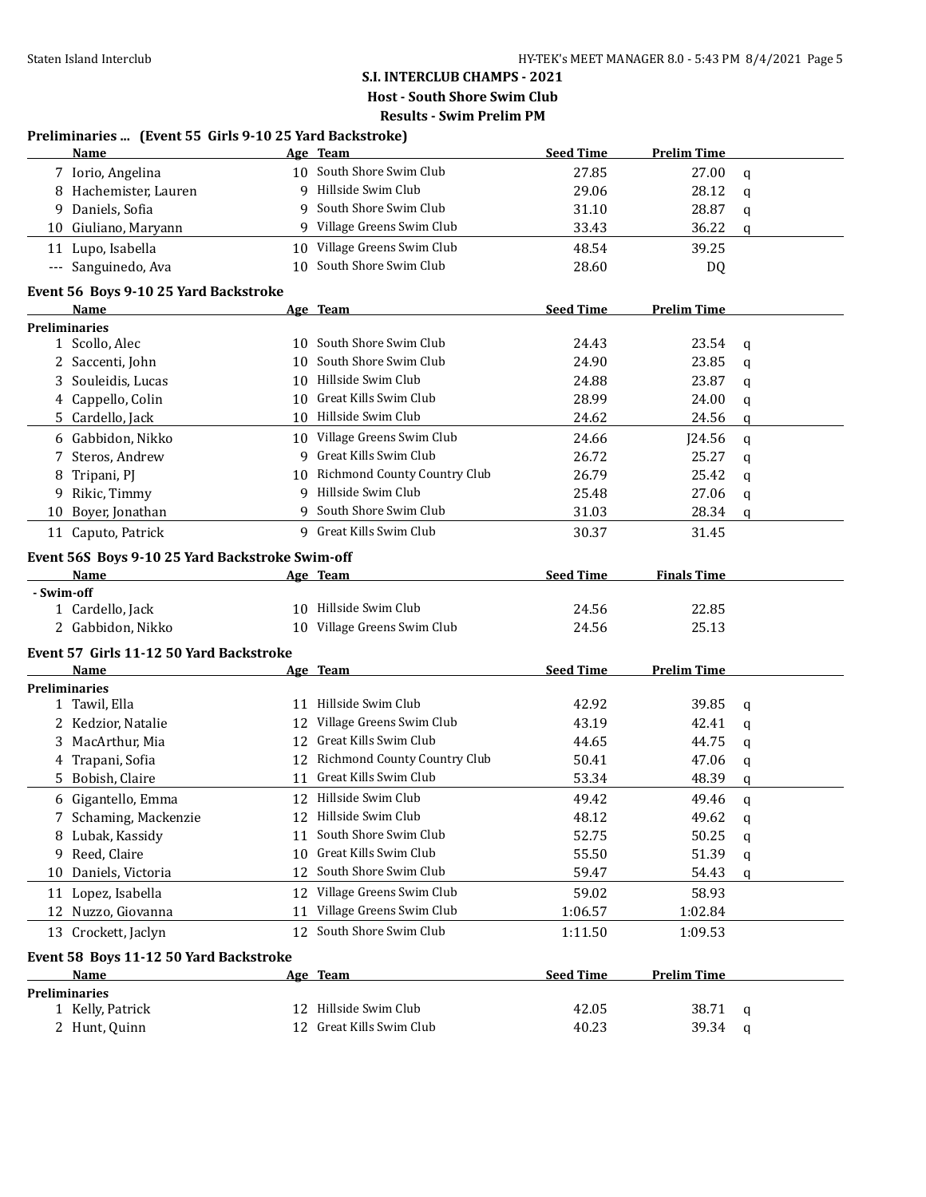## S.I. INTERCLUB CHAMPS - 2021

**Host - South Shore Swim Club**

**Results - Swim Prelim PM**

### Preliminaries ... (Event 55 Girls 9-10 25 Yard Backstroke)

| | Name | Age | Team | Seed Time | Prelim Time | |
|---|---|---|---|---|---|---|
| 7 | Iorio, Angelina | 10 | South Shore Swim Club | 27.85 | 27.00 | q |
| 8 | Hachemister, Lauren | 9 | Hillside Swim Club | 29.06 | 28.12 | q |
| 9 | Daniels, Sofia | 9 | South Shore Swim Club | 31.10 | 28.87 | q |
| 10 | Giuliano, Maryann | 9 | Village Greens Swim Club | 33.43 | 36.22 | q |
| 11 | Lupo, Isabella | 10 | Village Greens Swim Club | 48.54 | 39.25 | |
| --- | Sanguinedo, Ava | 10 | South Shore Swim Club | 28.60 | DQ | |

### Event 56 Boys 9-10 25 Yard Backstroke

| | Name | Age | Team | Seed Time | Prelim Time | |
|---|---|---|---|---|---|---|
| **Preliminaries** | | | | | | |
| 1 | Scollo, Alec | 10 | South Shore Swim Club | 24.43 | 23.54 | q |
| 2 | Saccenti, John | 10 | South Shore Swim Club | 24.90 | 23.85 | q |
| 3 | Souleidis, Lucas | 10 | Hillside Swim Club | 24.88 | 23.87 | q |
| 4 | Cappello, Colin | 10 | Great Kills Swim Club | 28.99 | 24.00 | q |
| 5 | Cardello, Jack | 10 | Hillside Swim Club | 24.62 | 24.56 | q |
| 6 | Gabbidon, Nikko | 10 | Village Greens Swim Club | 24.66 | J24.56 | q |
| 7 | Steros, Andrew | 9 | Great Kills Swim Club | 26.72 | 25.27 | q |
| 8 | Tripani, PJ | 10 | Richmond County Country Club | 26.79 | 25.42 | q |
| 9 | Rikic, Timmy | 9 | Hillside Swim Club | 25.48 | 27.06 | q |
| 10 | Boyer, Jonathan | 9 | South Shore Swim Club | 31.03 | 28.34 | q |
| 11 | Caputo, Patrick | 9 | Great Kills Swim Club | 30.37 | 31.45 | |

### Event 56S Boys 9-10 25 Yard Backstroke Swim-off

| | Name | Age | Team | Seed Time | Finals Time |
|---|---|---|---|---|---|
| **- Swim-off** | | | | | |
| 1 | Cardello, Jack | 10 | Hillside Swim Club | 24.56 | 22.85 |
| 2 | Gabbidon, Nikko | 10 | Village Greens Swim Club | 24.56 | 25.13 |

### Event 57 Girls 11-12 50 Yard Backstroke

| | Name | Age | Team | Seed Time | Prelim Time | |
|---|---|---|---|---|---|---|
| **Preliminaries** | | | | | | |
| 1 | Tawil, Ella | 11 | Hillside Swim Club | 42.92 | 39.85 | q |
| 2 | Kedzior, Natalie | 12 | Village Greens Swim Club | 43.19 | 42.41 | q |
| 3 | MacArthur, Mia | 12 | Great Kills Swim Club | 44.65 | 44.75 | q |
| 4 | Trapani, Sofia | 12 | Richmond County Country Club | 50.41 | 47.06 | q |
| 5 | Bobish, Claire | 11 | Great Kills Swim Club | 53.34 | 48.39 | q |
| 6 | Gigantello, Emma | 12 | Hillside Swim Club | 49.42 | 49.46 | q |
| 7 | Schaming, Mackenzie | 12 | Hillside Swim Club | 48.12 | 49.62 | q |
| 8 | Lubak, Kassidy | 11 | South Shore Swim Club | 52.75 | 50.25 | q |
| 9 | Reed, Claire | 10 | Great Kills Swim Club | 55.50 | 51.39 | q |
| 10 | Daniels, Victoria | 12 | South Shore Swim Club | 59.47 | 54.43 | q |
| 11 | Lopez, Isabella | 12 | Village Greens Swim Club | 59.02 | 58.93 | |
| 12 | Nuzzo, Giovanna | 11 | Village Greens Swim Club | 1:06.57 | 1:02.84 | |
| 13 | Crockett, Jaclyn | 12 | South Shore Swim Club | 1:11.50 | 1:09.53 | |

### Event 58 Boys 11-12 50 Yard Backstroke

| | Name | Age | Team | Seed Time | Prelim Time | |
|---|---|---|---|---|---|---|
| **Preliminaries** | | | | | | |
| 1 | Kelly, Patrick | 12 | Hillside Swim Club | 42.05 | 38.71 | q |
| 2 | Hunt, Quinn | 12 | Great Kills Swim Club | 40.23 | 39.34 | q |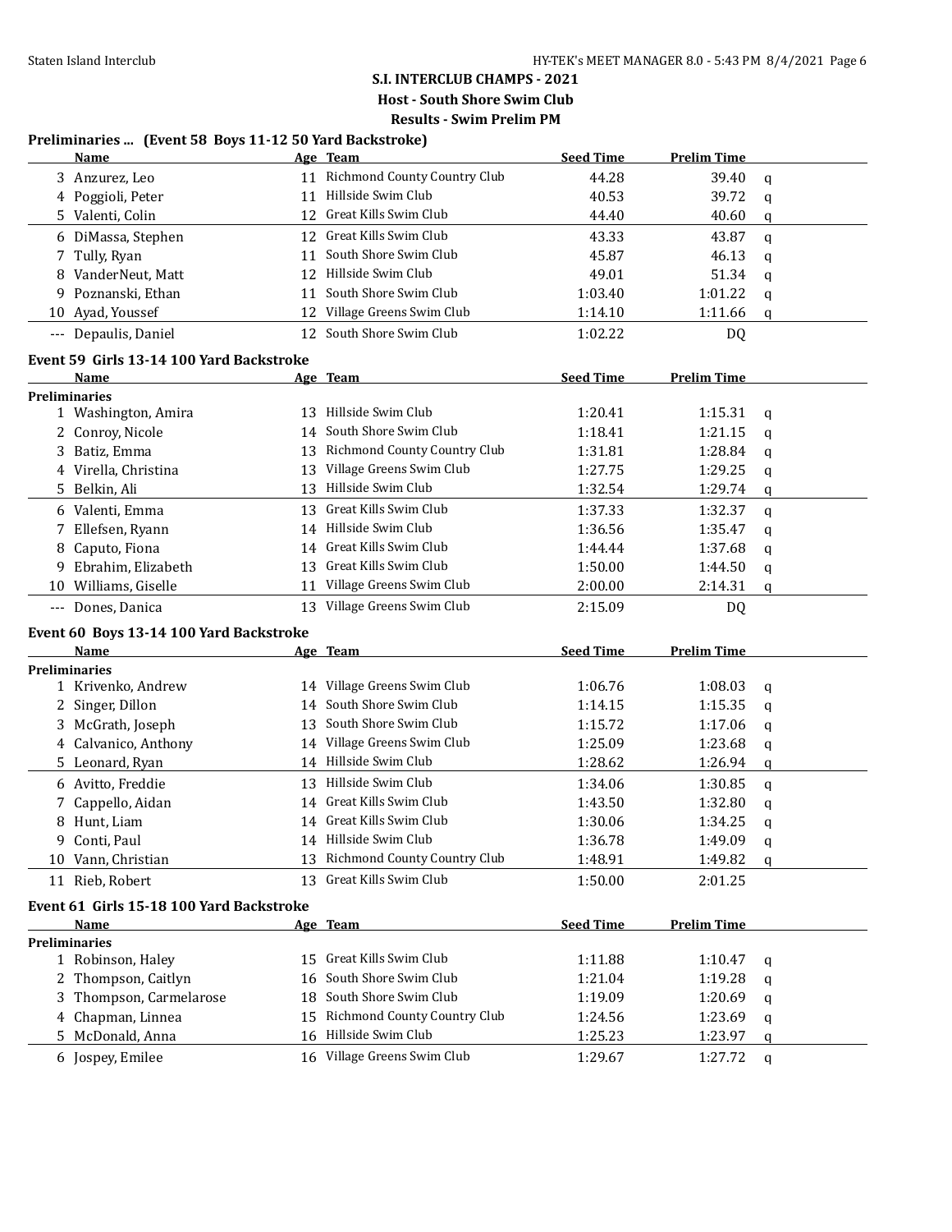## S.I. INTERCLUB CHAMPS - 2021

**Host - South Shore Swim Club**

**Results - Swim Prelim PM**

### Preliminaries ... (Event 58 Boys 11-12 50 Yard Backstroke)

| | Name | Age | Team | Seed Time | Prelim Time | |
|---|---|---|---|---|---|---|
| 3 | Anzurez, Leo | 11 | Richmond County Country Club | 44.28 | 39.40 | q |
| 4 | Poggioli, Peter | 11 | Hillside Swim Club | 40.53 | 39.72 | q |
| 5 | Valenti, Colin | 12 | Great Kills Swim Club | 44.40 | 40.60 | q |
| 6 | DiMassa, Stephen | 12 | Great Kills Swim Club | 43.33 | 43.87 | q |
| 7 | Tully, Ryan | 11 | South Shore Swim Club | 45.87 | 46.13 | q |
| 8 | VanderNeut, Matt | 12 | Hillside Swim Club | 49.01 | 51.34 | q |
| 9 | Poznanski, Ethan | 11 | South Shore Swim Club | 1:03.40 | 1:01.22 | q |
| 10 | Ayad, Youssef | 12 | Village Greens Swim Club | 1:14.10 | 1:11.66 | q |
| --- | Depaulis, Daniel | 12 | South Shore Swim Club | 1:02.22 | DQ | |

### Event 59 Girls 13-14 100 Yard Backstroke

| | Name | Age | Team | Seed Time | Prelim Time | |
|---|---|---|---|---|---|---|
| **Preliminaries** | | | | | | |
| 1 | Washington, Amira | 13 | Hillside Swim Club | 1:20.41 | 1:15.31 | q |
| 2 | Conroy, Nicole | 14 | South Shore Swim Club | 1:18.41 | 1:21.15 | q |
| 3 | Batiz, Emma | 13 | Richmond County Country Club | 1:31.81 | 1:28.84 | q |
| 4 | Virella, Christina | 13 | Village Greens Swim Club | 1:27.75 | 1:29.25 | q |
| 5 | Belkin, Ali | 13 | Hillside Swim Club | 1:32.54 | 1:29.74 | q |
| 6 | Valenti, Emma | 13 | Great Kills Swim Club | 1:37.33 | 1:32.37 | q |
| 7 | Ellefsen, Ryann | 14 | Hillside Swim Club | 1:36.56 | 1:35.47 | q |
| 8 | Caputo, Fiona | 14 | Great Kills Swim Club | 1:44.44 | 1:37.68 | q |
| 9 | Ebrahim, Elizabeth | 13 | Great Kills Swim Club | 1:50.00 | 1:44.50 | q |
| 10 | Williams, Giselle | 11 | Village Greens Swim Club | 2:00.00 | 2:14.31 | q |
| --- | Dones, Danica | 13 | Village Greens Swim Club | 2:15.09 | DQ | |

### Event 60 Boys 13-14 100 Yard Backstroke

| | Name | Age | Team | Seed Time | Prelim Time | |
|---|---|---|---|---|---|---|
| **Preliminaries** | | | | | | |
| 1 | Krivenko, Andrew | 14 | Village Greens Swim Club | 1:06.76 | 1:08.03 | q |
| 2 | Singer, Dillon | 14 | South Shore Swim Club | 1:14.15 | 1:15.35 | q |
| 3 | McGrath, Joseph | 13 | South Shore Swim Club | 1:15.72 | 1:17.06 | q |
| 4 | Calvanico, Anthony | 14 | Village Greens Swim Club | 1:25.09 | 1:23.68 | q |
| 5 | Leonard, Ryan | 14 | Hillside Swim Club | 1:28.62 | 1:26.94 | q |
| 6 | Avitto, Freddie | 13 | Hillside Swim Club | 1:34.06 | 1:30.85 | q |
| 7 | Cappello, Aidan | 14 | Great Kills Swim Club | 1:43.50 | 1:32.80 | q |
| 8 | Hunt, Liam | 14 | Great Kills Swim Club | 1:30.06 | 1:34.25 | q |
| 9 | Conti, Paul | 14 | Hillside Swim Club | 1:36.78 | 1:49.09 | q |
| 10 | Vann, Christian | 13 | Richmond County Country Club | 1:48.91 | 1:49.82 | q |
| 11 | Rieb, Robert | 13 | Great Kills Swim Club | 1:50.00 | 2:01.25 | |

### Event 61 Girls 15-18 100 Yard Backstroke

| | Name | Age | Team | Seed Time | Prelim Time | |
|---|---|---|---|---|---|---|
| **Preliminaries** | | | | | | |
| 1 | Robinson, Haley | 15 | Great Kills Swim Club | 1:11.88 | 1:10.47 | q |
| 2 | Thompson, Caitlyn | 16 | South Shore Swim Club | 1:21.04 | 1:19.28 | q |
| 3 | Thompson, Carmelarose | 18 | South Shore Swim Club | 1:19.09 | 1:20.69 | q |
| 4 | Chapman, Linnea | 15 | Richmond County Country Club | 1:24.56 | 1:23.69 | q |
| 5 | McDonald, Anna | 16 | Hillside Swim Club | 1:25.23 | 1:23.97 | q |
| 6 | Jospey, Emilee | 16 | Village Greens Swim Club | 1:29.67 | 1:27.72 | q |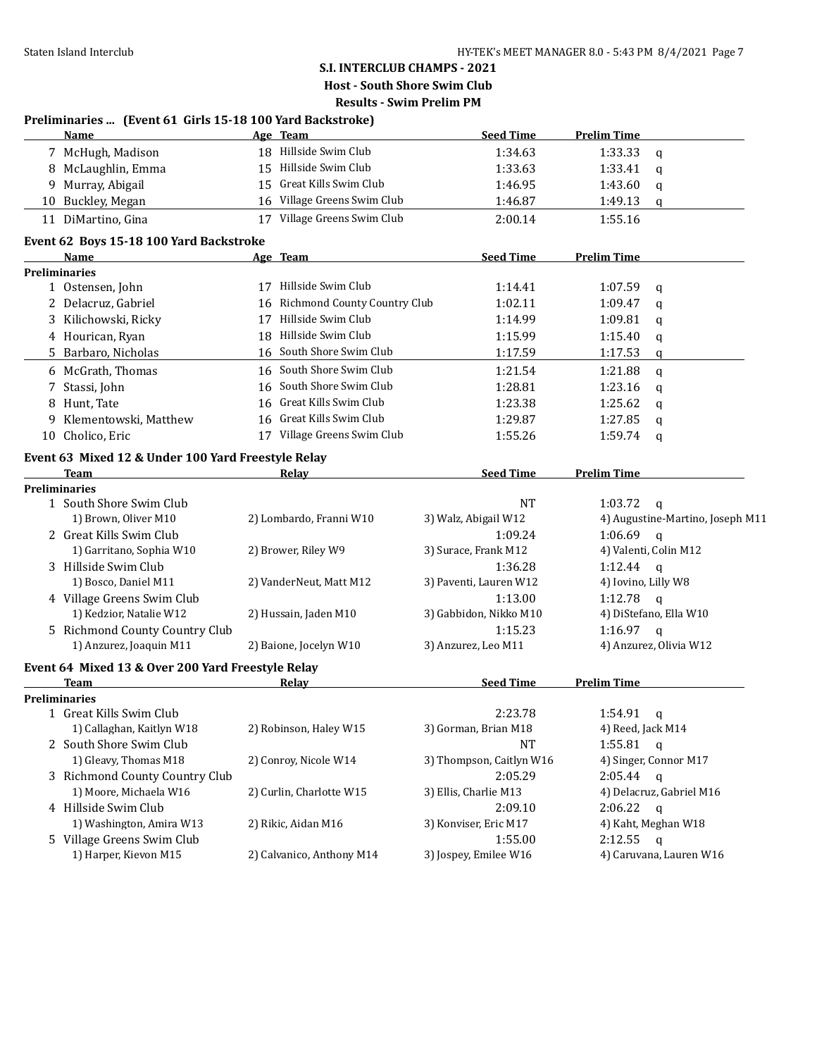**S.I. INTERCLUB CHAMPS - 2021**

**Host - South Shore Swim Club**

**Results - Swim Prelim PM**

### Preliminaries ... (Event 61 Girls 15-18 100 Yard Backstroke)

| | Name | Age | Team | Seed Time | Prelim Time | |
|---|---|---|---|---|---|---|
| 7 | McHugh, Madison | 18 | Hillside Swim Club | 1:34.63 | 1:33.33 | q |
| 8 | McLaughlin, Emma | 15 | Hillside Swim Club | 1:33.63 | 1:33.41 | q |
| 9 | Murray, Abigail | 15 | Great Kills Swim Club | 1:46.95 | 1:43.60 | q |
| 10 | Buckley, Megan | 16 | Village Greens Swim Club | 1:46.87 | 1:49.13 | q |
| 11 | DiMartino, Gina | 17 | Village Greens Swim Club | 2:00.14 | 1:55.16 | |

### Event 62 Boys 15-18 100 Yard Backstroke

| | Name | Age | Team | Seed Time | Prelim Time | |
|---|---|---|---|---|---|---|
| **Preliminaries** | | | | | | |
| 1 | Ostensen, John | 17 | Hillside Swim Club | 1:14.41 | 1:07.59 | q |
| 2 | Delacruz, Gabriel | 16 | Richmond County Country Club | 1:02.11 | 1:09.47 | q |
| 3 | Kilichowski, Ricky | 17 | Hillside Swim Club | 1:14.99 | 1:09.81 | q |
| 4 | Hourican, Ryan | 18 | Hillside Swim Club | 1:15.99 | 1:15.40 | q |
| 5 | Barbaro, Nicholas | 16 | South Shore Swim Club | 1:17.59 | 1:17.53 | q |
| 6 | McGrath, Thomas | 16 | South Shore Swim Club | 1:21.54 | 1:21.88 | q |
| 7 | Stassi, John | 16 | South Shore Swim Club | 1:28.81 | 1:23.16 | q |
| 8 | Hunt, Tate | 16 | Great Kills Swim Club | 1:23.38 | 1:25.62 | q |
| 9 | Klementowski, Matthew | 16 | Great Kills Swim Club | 1:29.87 | 1:27.85 | q |
| 10 | Cholico, Eric | 17 | Village Greens Swim Club | 1:55.26 | 1:59.74 | q |

### Event 63 Mixed 12 & Under 100 Yard Freestyle Relay

| | Team | Relay | Seed Time | Prelim Time | |
|---|---|---|---|---|---|
| **Preliminaries** | | | | | |
| 1 | South Shore Swim Club | | NT | 1:03.72 | q |
| | 1) Brown, Oliver M10 | 2) Lombardo, Franni W10 | 3) Walz, Abigail W12 | 4) Augustine-Martino, Joseph M11 | |
| 2 | Great Kills Swim Club | | 1:09.24 | 1:06.69 | q |
| | 1) Garritano, Sophia W10 | 2) Brower, Riley W9 | 3) Surace, Frank M12 | 4) Valenti, Colin M12 | |
| 3 | Hillside Swim Club | | 1:36.28 | 1:12.44 | q |
| | 1) Bosco, Daniel M11 | 2) VanderNeut, Matt M12 | 3) Paventi, Lauren W12 | 4) Iovino, Lilly W8 | |
| 4 | Village Greens Swim Club | | 1:13.00 | 1:12.78 | q |
| | 1) Kedzior, Natalie W12 | 2) Hussain, Jaden M10 | 3) Gabbidon, Nikko M10 | 4) DiStefano, Ella W10 | |
| 5 | Richmond County Country Club | | 1:15.23 | 1:16.97 | q |
| | 1) Anzurez, Joaquin M11 | 2) Baione, Jocelyn W10 | 3) Anzurez, Leo M11 | 4) Anzurez, Olivia W12 | |

### Event 64 Mixed 13 & Over 200 Yard Freestyle Relay

| | Team | Relay | Seed Time | Prelim Time | |
|---|---|---|---|---|---|
| **Preliminaries** | | | | | |
| 1 | Great Kills Swim Club | | 2:23.78 | 1:54.91 | q |
| | 1) Callaghan, Kaitlyn W18 | 2) Robinson, Haley W15 | 3) Gorman, Brian M18 | 4) Reed, Jack M14 | |
| 2 | South Shore Swim Club | | NT | 1:55.81 | q |
| | 1) Gleavy, Thomas M18 | 2) Conroy, Nicole W14 | 3) Thompson, Caitlyn W16 | 4) Singer, Connor M17 | |
| 3 | Richmond County Country Club | | 2:05.29 | 2:05.44 | q |
| | 1) Moore, Michaela W16 | 2) Curlin, Charlotte W15 | 3) Ellis, Charlie M13 | 4) Delacruz, Gabriel M16 | |
| 4 | Hillside Swim Club | | 2:09.10 | 2:06.22 | q |
| | 1) Washington, Amira W13 | 2) Rikic, Aidan M16 | 3) Konviser, Eric M17 | 4) Kaht, Meghan W18 | |
| 5 | Village Greens Swim Club | | 1:55.00 | 2:12.55 | q |
| | 1) Harper, Kievon M15 | 2) Calvanico, Anthony M14 | 3) Jospey, Emilee W16 | 4) Caruvana, Lauren W16 | |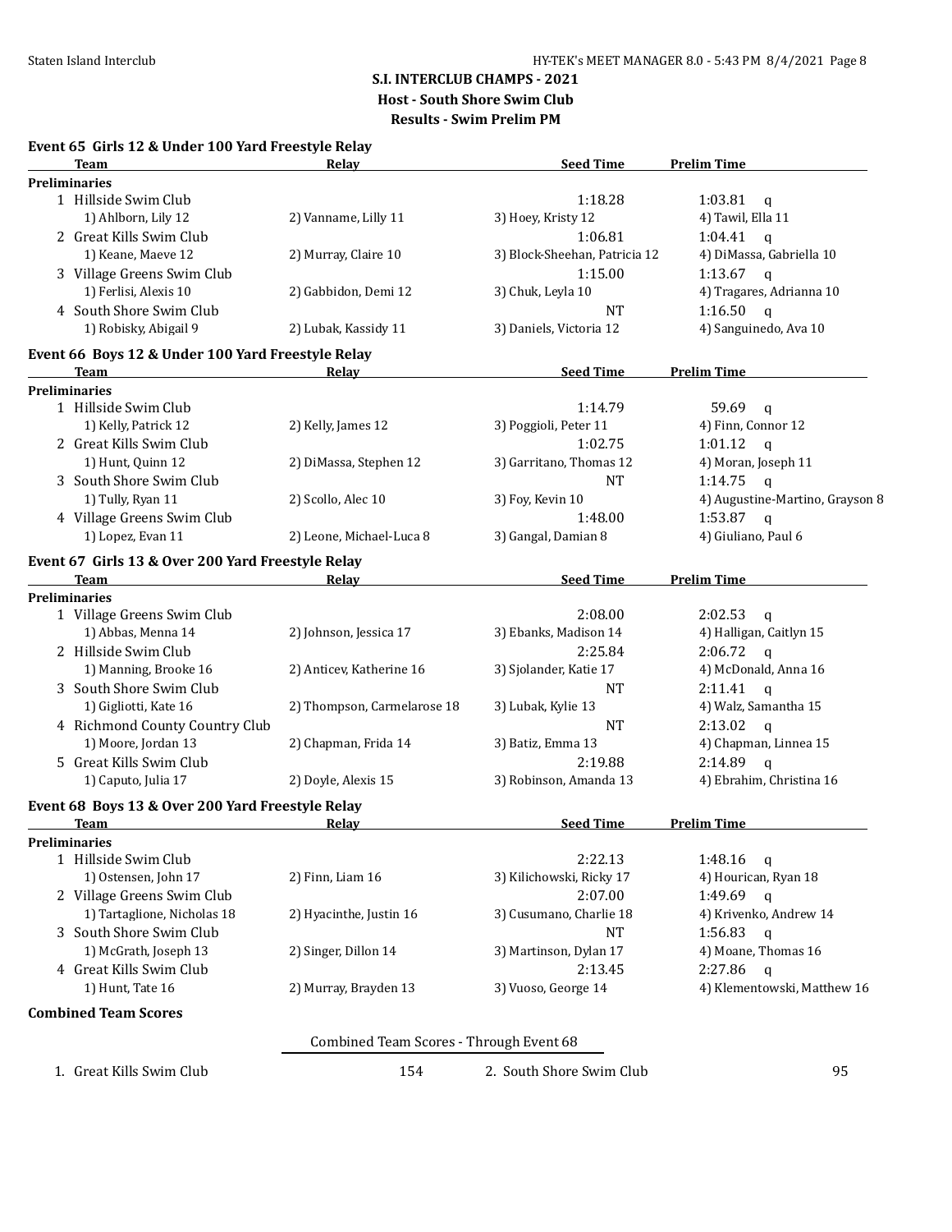## S.I. INTERCLUB CHAMPS - 2021

### Host - South Shore Swim Club

### Results - Swim Prelim PM

**Event 65 Girls 12 & Under 100 Yard Freestyle Relay**

| | Team | Relay | Seed Time | Prelim Time |
|---|---|---|---|---|
| **Preliminaries** | | | | |
| 1 | Hillside Swim Club | | 1:18.28 | 1:03.81 q |
| | 1) Ahlborn, Lily 12 | 2) Vanname, Lilly 11 | 3) Hoey, Kristy 12 | 4) Tawil, Ella 11 |
| 2 | Great Kills Swim Club | | 1:06.81 | 1:04.41 q |
| | 1) Keane, Maeve 12 | 2) Murray, Claire 10 | 3) Block-Sheehan, Patricia 12 | 4) DiMassa, Gabriella 10 |
| 3 | Village Greens Swim Club | | 1:15.00 | 1:13.67 q |
| | 1) Ferlisi, Alexis 10 | 2) Gabbidon, Demi 12 | 3) Chuk, Leyla 10 | 4) Tragares, Adrianna 10 |
| 4 | South Shore Swim Club | | NT | 1:16.50 q |
| | 1) Robisky, Abigail 9 | 2) Lubak, Kassidy 11 | 3) Daniels, Victoria 12 | 4) Sanguinedo, Ava 10 |

**Event 66 Boys 12 & Under 100 Yard Freestyle Relay**

| | Team | Relay | Seed Time | Prelim Time |
|---|---|---|---|---|
| **Preliminaries** | | | | |
| 1 | Hillside Swim Club | | 1:14.79 | 59.69 q |
| | 1) Kelly, Patrick 12 | 2) Kelly, James 12 | 3) Poggioli, Peter 11 | 4) Finn, Connor 12 |
| 2 | Great Kills Swim Club | | 1:02.75 | 1:01.12 q |
| | 1) Hunt, Quinn 12 | 2) DiMassa, Stephen 12 | 3) Garritano, Thomas 12 | 4) Moran, Joseph 11 |
| 3 | South Shore Swim Club | | NT | 1:14.75 q |
| | 1) Tully, Ryan 11 | 2) Scollo, Alec 10 | 3) Foy, Kevin 10 | 4) Augustine-Martino, Grayson 8 |
| 4 | Village Greens Swim Club | | 1:48.00 | 1:53.87 q |
| | 1) Lopez, Evan 11 | 2) Leone, Michael-Luca 8 | 3) Gangal, Damian 8 | 4) Giuliano, Paul 6 |

**Event 67 Girls 13 & Over 200 Yard Freestyle Relay**

| | Team | Relay | Seed Time | Prelim Time |
|---|---|---|---|---|
| **Preliminaries** | | | | |
| 1 | Village Greens Swim Club | | 2:08.00 | 2:02.53 q |
| | 1) Abbas, Menna 14 | 2) Johnson, Jessica 17 | 3) Ebanks, Madison 14 | 4) Halligan, Caitlyn 15 |
| 2 | Hillside Swim Club | | 2:25.84 | 2:06.72 q |
| | 1) Manning, Brooke 16 | 2) Anticev, Katherine 16 | 3) Sjolander, Katie 17 | 4) McDonald, Anna 16 |
| 3 | South Shore Swim Club | | NT | 2:11.41 q |
| | 1) Gigliotti, Kate 16 | 2) Thompson, Carmelarose 18 | 3) Lubak, Kylie 13 | 4) Walz, Samantha 15 |
| 4 | Richmond County Country Club | | NT | 2:13.02 q |
| | 1) Moore, Jordan 13 | 2) Chapman, Frida 14 | 3) Batiz, Emma 13 | 4) Chapman, Linnea 15 |
| 5 | Great Kills Swim Club | | 2:19.88 | 2:14.89 q |
| | 1) Caputo, Julia 17 | 2) Doyle, Alexis 15 | 3) Robinson, Amanda 13 | 4) Ebrahim, Christina 16 |

**Event 68 Boys 13 & Over 200 Yard Freestyle Relay**

| | Team | Relay | Seed Time | Prelim Time |
|---|---|---|---|---|
| **Preliminaries** | | | | |
| 1 | Hillside Swim Club | | 2:22.13 | 1:48.16 q |
| | 1) Ostensen, John 17 | 2) Finn, Liam 16 | 3) Kilichowski, Ricky 17 | 4) Hourican, Ryan 18 |
| 2 | Village Greens Swim Club | | 2:07.00 | 1:49.69 q |
| | 1) Tartaglione, Nicholas 18 | 2) Hyacinthe, Justin 16 | 3) Cusumano, Charlie 18 | 4) Krivenko, Andrew 14 |
| 3 | South Shore Swim Club | | NT | 1:56.83 q |
| | 1) McGrath, Joseph 13 | 2) Singer, Dillon 14 | 3) Martinson, Dylan 17 | 4) Moane, Thomas 16 |
| 4 | Great Kills Swim Club | | 2:13.45 | 2:27.86 q |
| | 1) Hunt, Tate 16 | 2) Murray, Brayden 13 | 3) Vuoso, George 14 | 4) Klementowski, Matthew 16 |

**Combined Team Scores**

Combined Team Scores - Through Event 68

| Place | Team | Score | Place | Team | Score |
|---|---|---|---|---|---|
| 1. | Great Kills Swim Club | 154 | 2. | South Shore Swim Club | 95 |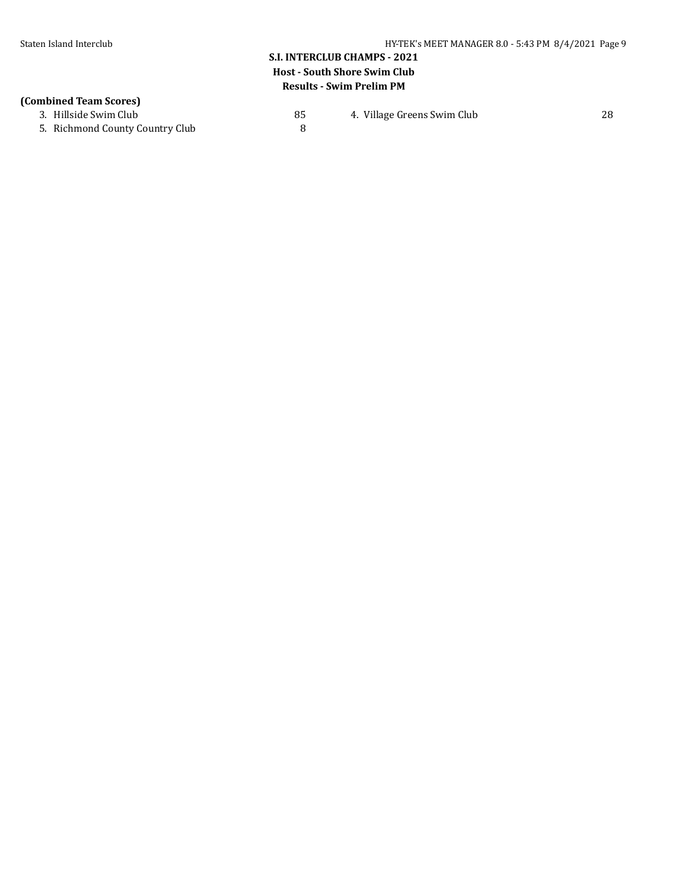**(Combined Team Scores)**

3. Hillside Swim Club 85
4. Village Greens Swim Club 28
5. Richmond County Country Club 8